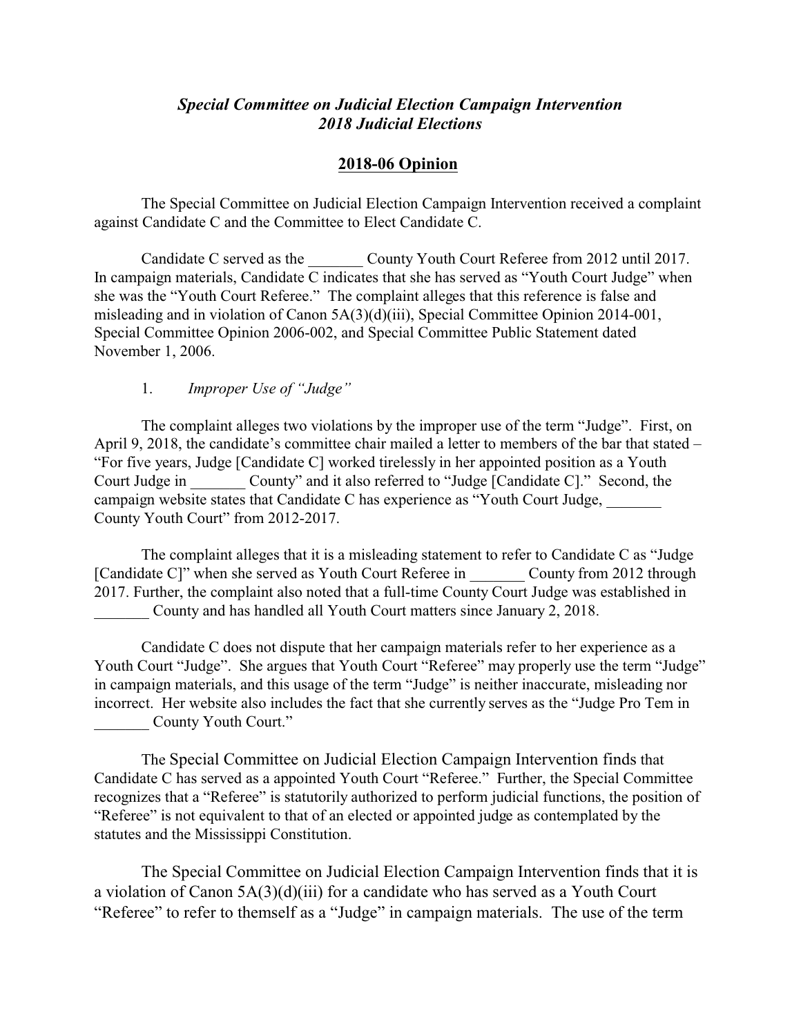***Special Committee on Judicial Election Campaign Intervention***
***2018 Judicial Elections***

## 2018-06 Opinion

The Special Committee on Judicial Election Campaign Intervention received a complaint against Candidate C and the Committee to Elect Candidate C.

Candidate C served as the _______ County Youth Court Referee from 2012 until 2017. In campaign materials, Candidate C indicates that she has served as "Youth Court Judge" when she was the "Youth Court Referee." The complaint alleges that this reference is false and misleading and in violation of Canon 5A(3)(d)(iii), Special Committee Opinion 2014-001, Special Committee Opinion 2006-002, and Special Committee Public Statement dated November 1, 2006.

1. *Improper Use of "Judge"*

The complaint alleges two violations by the improper use of the term "Judge". First, on April 9, 2018, the candidate's committee chair mailed a letter to members of the bar that stated – "For five years, Judge [Candidate C] worked tirelessly in her appointed position as a Youth Court Judge in _______ County" and it also referred to "Judge [Candidate C]." Second, the campaign website states that Candidate C has experience as "Youth Court Judge, _______ County Youth Court" from 2012-2017.

The complaint alleges that it is a misleading statement to refer to Candidate C as "Judge [Candidate C]" when she served as Youth Court Referee in _______ County from 2012 through 2017. Further, the complaint also noted that a full-time County Court Judge was established in _______ County and has handled all Youth Court matters since January 2, 2018.

Candidate C does not dispute that her campaign materials refer to her experience as a Youth Court "Judge". She argues that Youth Court "Referee" may properly use the term "Judge" in campaign materials, and this usage of the term "Judge" is neither inaccurate, misleading nor incorrect. Her website also includes the fact that she currently serves as the "Judge Pro Tem in _______ County Youth Court."

The Special Committee on Judicial Election Campaign Intervention finds that Candidate C has served as a appointed Youth Court "Referee." Further, the Special Committee recognizes that a "Referee" is statutorily authorized to perform judicial functions, the position of "Referee" is not equivalent to that of an elected or appointed judge as contemplated by the statutes and the Mississippi Constitution.

The Special Committee on Judicial Election Campaign Intervention finds that it is a violation of Canon 5A(3)(d)(iii) for a candidate who has served as a Youth Court "Referee" to refer to themself as a "Judge" in campaign materials. The use of the term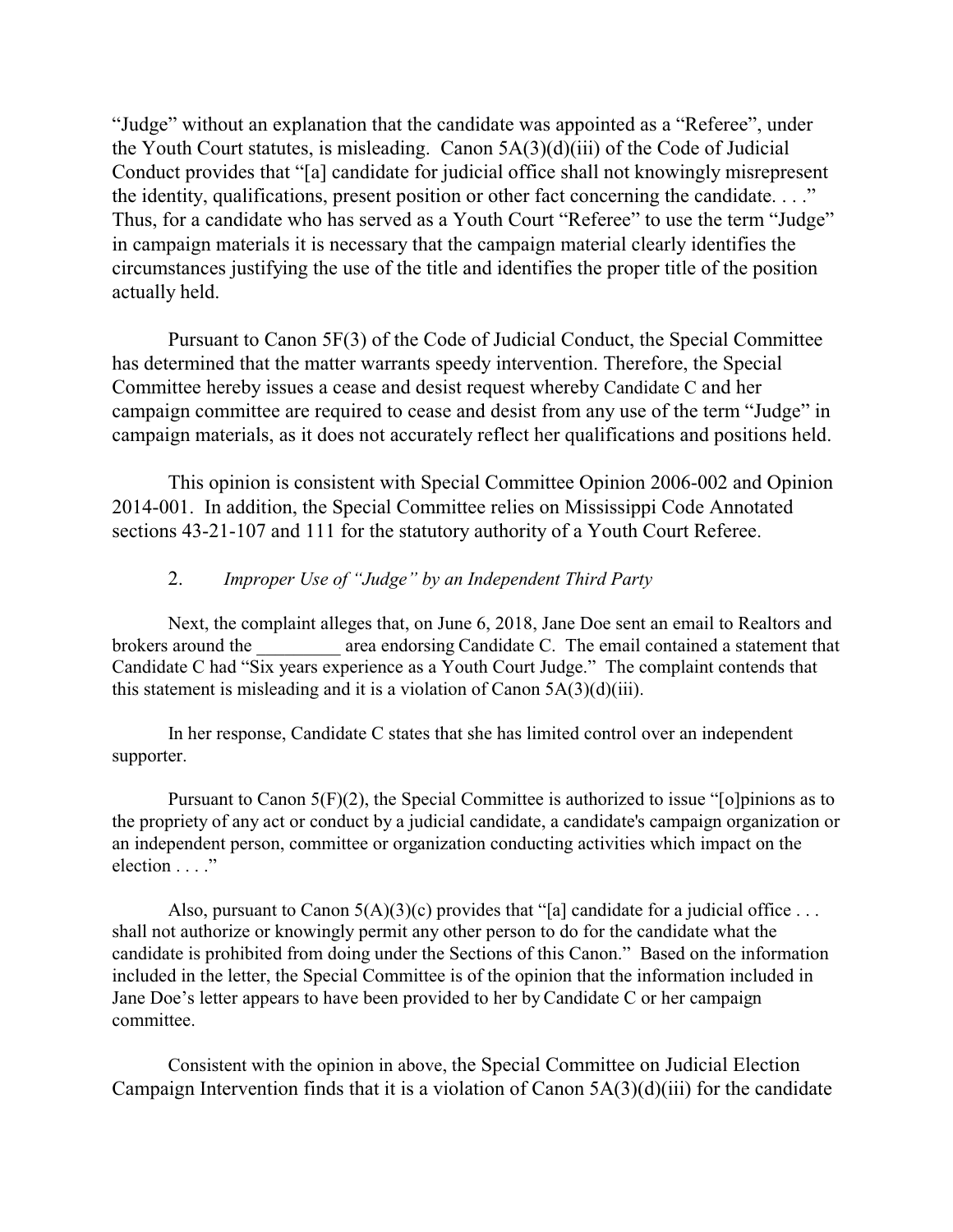"Judge" without an explanation that the candidate was appointed as a "Referee", under the Youth Court statutes, is misleading. Canon 5A(3)(d)(iii) of the Code of Judicial Conduct provides that "[a] candidate for judicial office shall not knowingly misrepresent the identity, qualifications, present position or other fact concerning the candidate. . . ." Thus, for a candidate who has served as a Youth Court "Referee" to use the term "Judge" in campaign materials it is necessary that the campaign material clearly identifies the circumstances justifying the use of the title and identifies the proper title of the position actually held.

Pursuant to Canon 5F(3) of the Code of Judicial Conduct, the Special Committee has determined that the matter warrants speedy intervention. Therefore, the Special Committee hereby issues a cease and desist request whereby Candidate C and her campaign committee are required to cease and desist from any use of the term "Judge" in campaign materials, as it does not accurately reflect her qualifications and positions held.

This opinion is consistent with Special Committee Opinion 2006-002 and Opinion 2014-001. In addition, the Special Committee relies on Mississippi Code Annotated sections 43-21-107 and 111 for the statutory authority of a Youth Court Referee.

2. *Improper Use of "Judge" by an Independent Third Party*

Next, the complaint alleges that, on June 6, 2018, Jane Doe sent an email to Realtors and brokers around the _________ area endorsing Candidate C. The email contained a statement that Candidate C had "Six years experience as a Youth Court Judge." The complaint contends that this statement is misleading and it is a violation of Canon 5A(3)(d)(iii).

In her response, Candidate C states that she has limited control over an independent supporter.

Pursuant to Canon 5(F)(2), the Special Committee is authorized to issue "[o]pinions as to the propriety of any act or conduct by a judicial candidate, a candidate's campaign organization or an independent person, committee or organization conducting activities which impact on the election . . . ."

Also, pursuant to Canon 5(A)(3)(c) provides that "[a] candidate for a judicial office . . . shall not authorize or knowingly permit any other person to do for the candidate what the candidate is prohibited from doing under the Sections of this Canon." Based on the information included in the letter, the Special Committee is of the opinion that the information included in Jane Doe's letter appears to have been provided to her by Candidate C or her campaign committee.

Consistent with the opinion in above, the Special Committee on Judicial Election Campaign Intervention finds that it is a violation of Canon 5A(3)(d)(iii) for the candidate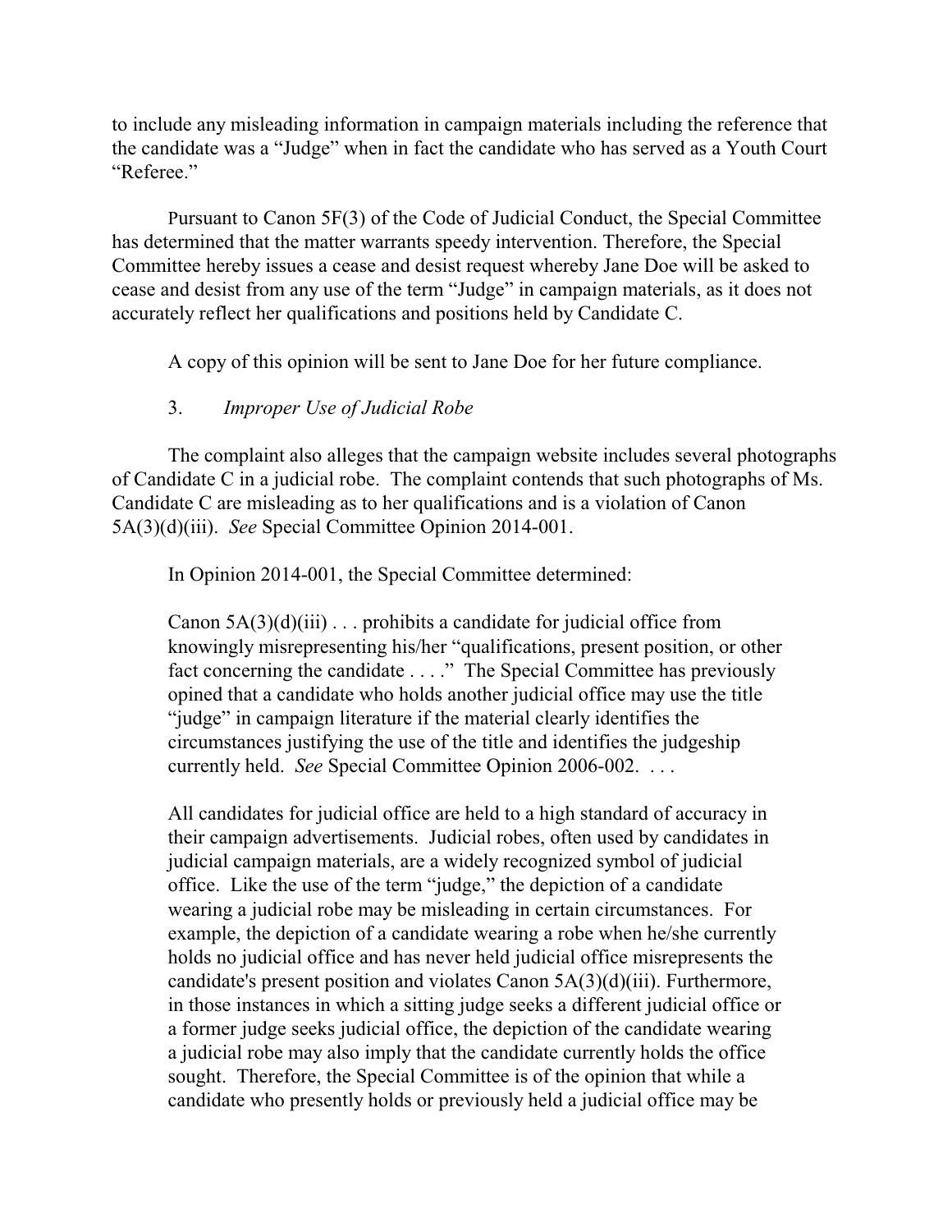to include any misleading information in campaign materials including the reference that the candidate was a "Judge" when in fact the candidate who has served as a Youth Court "Referee."

Pursuant to Canon 5F(3) of the Code of Judicial Conduct, the Special Committee has determined that the matter warrants speedy intervention. Therefore, the Special Committee hereby issues a cease and desist request whereby Jane Doe will be asked to cease and desist from any use of the term "Judge" in campaign materials, as it does not accurately reflect her qualifications and positions held by Candidate C.

A copy of this opinion will be sent to Jane Doe for her future compliance.

3. *Improper Use of Judicial Robe*

The complaint also alleges that the campaign website includes several photographs of Candidate C in a judicial robe. The complaint contends that such photographs of Ms. Candidate C are misleading as to her qualifications and is a violation of Canon 5A(3)(d)(iii). *See* Special Committee Opinion 2014-001.

In Opinion 2014-001, the Special Committee determined:

> Canon 5A(3)(d)(iii) . . . prohibits a candidate for judicial office from knowingly misrepresenting his/her "qualifications, present position, or other fact concerning the candidate . . . ." The Special Committee has previously opined that a candidate who holds another judicial office may use the title "judge" in campaign literature if the material clearly identifies the circumstances justifying the use of the title and identifies the judgeship currently held. *See* Special Committee Opinion 2006-002. . . .
>
> All candidates for judicial office are held to a high standard of accuracy in their campaign advertisements. Judicial robes, often used by candidates in judicial campaign materials, are a widely recognized symbol of judicial office. Like the use of the term "judge," the depiction of a candidate wearing a judicial robe may be misleading in certain circumstances. For example, the depiction of a candidate wearing a robe when he/she currently holds no judicial office and has never held judicial office misrepresents the candidate's present position and violates Canon 5A(3)(d)(iii). Furthermore, in those instances in which a sitting judge seeks a different judicial office or a former judge seeks judicial office, the depiction of the candidate wearing a judicial robe may also imply that the candidate currently holds the office sought. Therefore, the Special Committee is of the opinion that while a candidate who presently holds or previously held a judicial office may be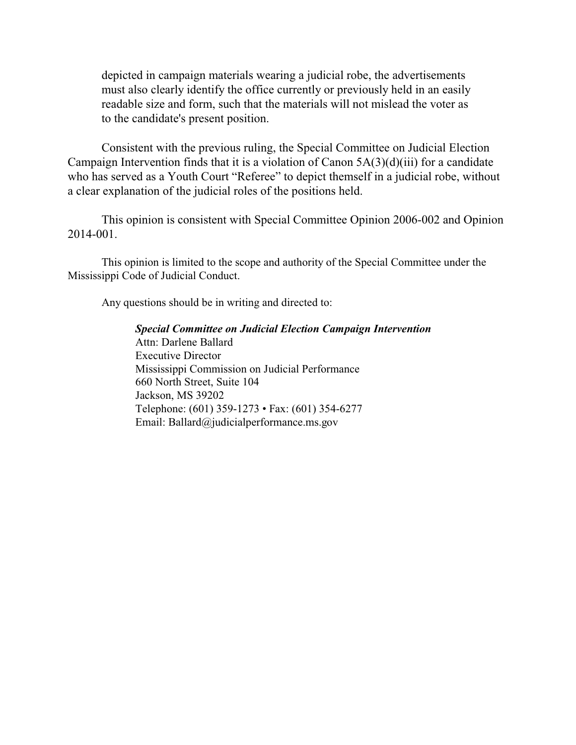> depicted in campaign materials wearing a judicial robe, the advertisements must also clearly identify the office currently or previously held in an easily readable size and form, such that the materials will not mislead the voter as to the candidate's present position.

Consistent with the previous ruling, the Special Committee on Judicial Election Campaign Intervention finds that it is a violation of Canon 5A(3)(d)(iii) for a candidate who has served as a Youth Court "Referee" to depict themself in a judicial robe, without a clear explanation of the judicial roles of the positions held.

This opinion is consistent with Special Committee Opinion 2006-002 and Opinion 2014-001.

This opinion is limited to the scope and authority of the Special Committee under the Mississippi Code of Judicial Conduct.

Any questions should be in writing and directed to:

> ***Special Committee on Judicial Election Campaign Intervention***
> Attn: Darlene Ballard
> Executive Director
> Mississippi Commission on Judicial Performance
> 660 North Street, Suite 104
> Jackson, MS 39202
> Telephone: (601) 359-1273 • Fax: (601) 354-6277
> Email: Ballard@judicialperformance.ms.gov